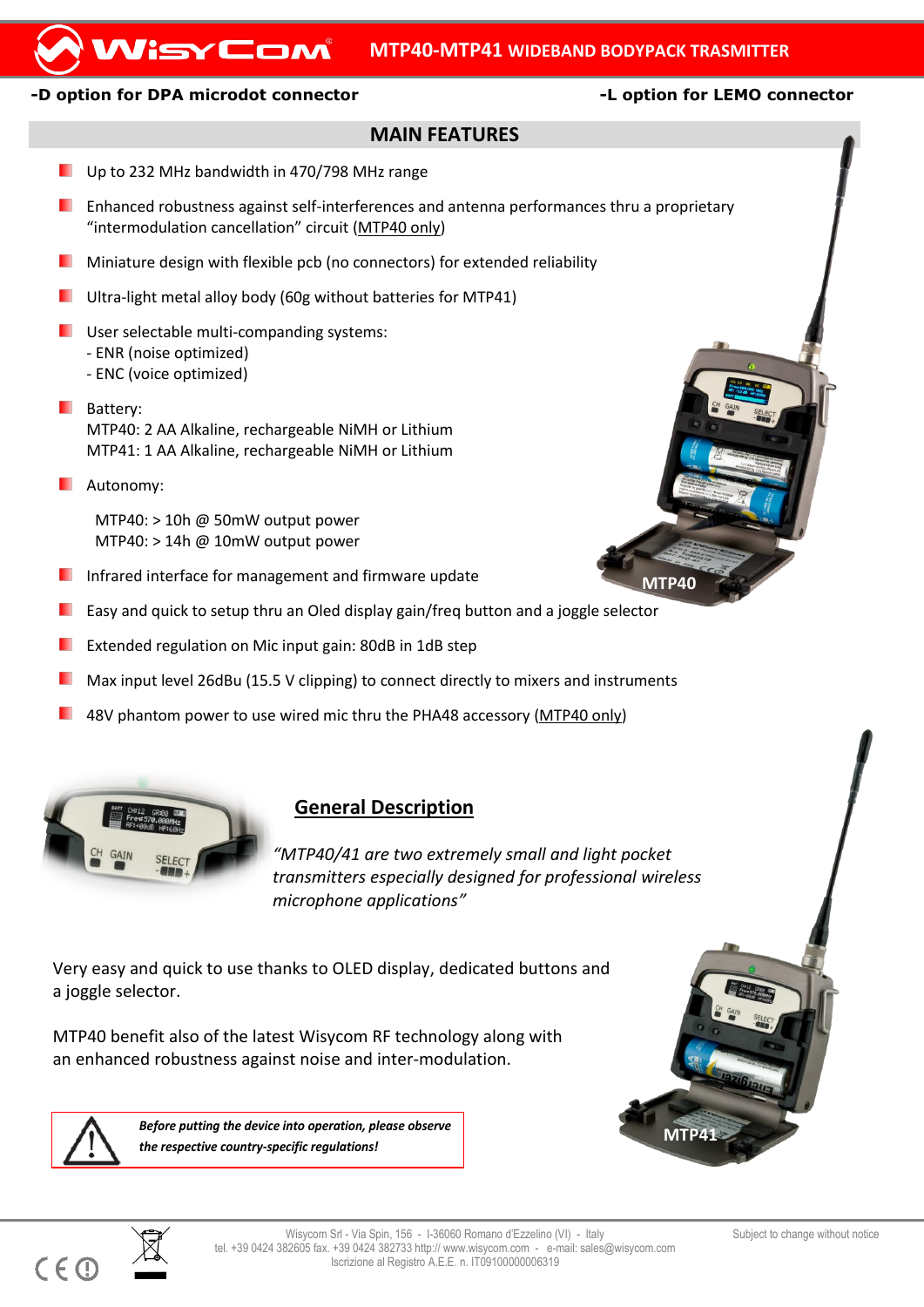# MTP40-MTP41 WIDEBAND BODYPACK TRASMITTER

**-D option for DPA microdot connector** **-L option for LEMO connector**

## MAIN FEATURES

- Up to 232 MHz bandwidth in 470/798 MHz range
- Enhanced robustness against self-interferences and antenna performances thru a proprietary “intermodulation cancellation” circuit (MTP40 only)
- Miniature design with flexible pcb (no connectors) for extended reliability
- Ultra-light metal alloy body (60g without batteries for MTP41)
- User selectable multi-companding systems:
  - ENR (noise optimized)
  - ENC (voice optimized)
- Battery:
  MTP40: 2 AA Alkaline, rechargeable NiMH or Lithium
  MTP41: 1 AA Alkaline, rechargeable NiMH or Lithium
- Autonomy:

  MTP40: > 10h @ 50mW output power
  MTP40: > 14h @ 10mW output power
- Infrared interface for management and firmware update
- Easy and quick to setup thru an Oled display gain/freq button and a joggle selector
- Extended regulation on Mic input gain: 80dB in 1dB step
- Max input level 26dBu (15.5 V clipping) to connect directly to mixers and instruments
- 48V phantom power to use wired mic thru the PHA48 accessory (MTP40 only)

MTP40

## General Description

*“MTP40/41 are two extremely small and light pocket transmitters especially designed for professional wireless microphone applications”*

Very easy and quick to use thanks to OLED display, dedicated buttons and a joggle selector.

MTP40 benefit also of the latest Wisycom RF technology along with an enhanced robustness against noise and inter-modulation.

***Before putting the device into operation, please observe the respective country-specific regulations!***

MTP41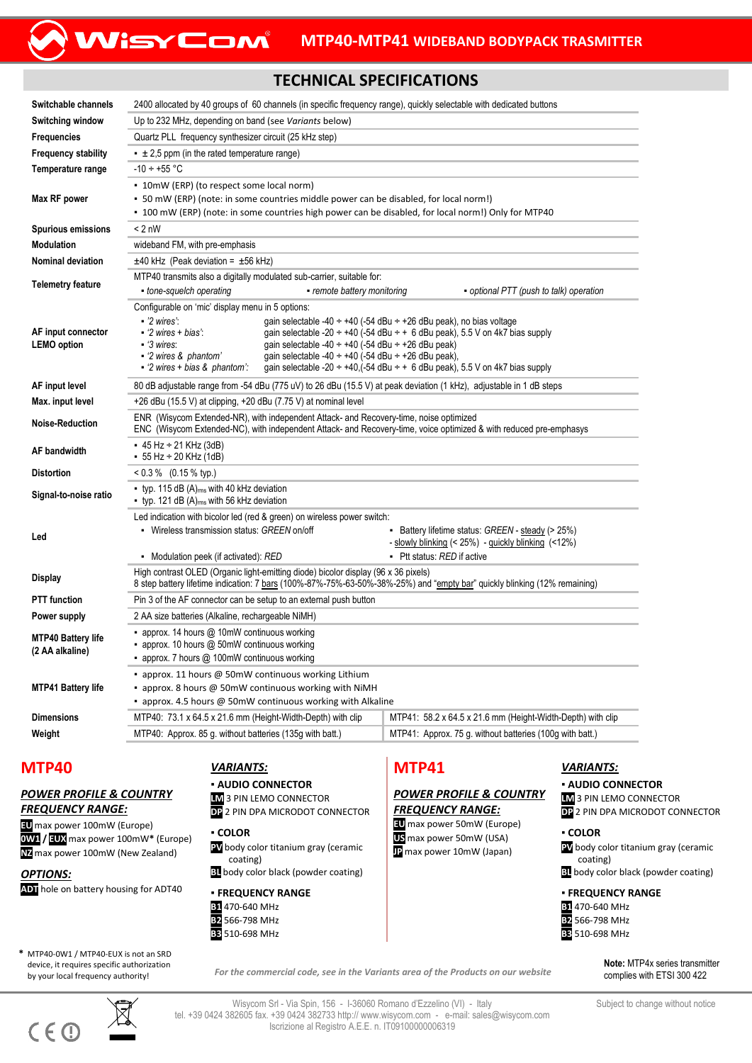# MTP40-MTP41 WIDEBAND BODYPACK TRASMITTER

## TECHNICAL SPECIFICATIONS

| | | |
|---|---|---|
| **Switchable channels** | 2400 allocated by 40 groups of 60 channels (in specific frequency range), quickly selectable with dedicated buttons | |
| **Switching window** | Up to 232 MHz, depending on band (see *Variants* below) | |
| **Frequencies** | Quartz PLL frequency synthesizer circuit (25 kHz step) | |
| **Frequency stability** | ▪ ± 2,5 ppm (in the rated temperature range) | |
| **Temperature range** | -10 ÷ +55 °C | |
| **Max RF power** | ▪ 10mW (ERP) (to respect some local norm)<br>▪ 50 mW (ERP) (note: in some countries middle power can be disabled, for local norm!)<br>▪ 100 mW (ERP) (note: in some countries high power can be disabled, for local norm!) Only for MTP40 | |
| **Spurious emissions** | < 2 nW | |
| **Modulation** | wideband FM, with pre-emphasis | |
| **Nominal deviation** | ±40 kHz (Peak deviation = ±56 kHz) | |
| **Telemetry feature** | MTP40 transmits also a digitally modulated sub-carrier, suitable for:<br>▪ *tone-squelch operating* ▪ *remote battery monitoring* ▪ *optional PTT (push to talk) operation* | |
| **AF input connector LEMO option** | Configurable on 'mic' display menu in 5 options:<br>▪ *'2 wires'*: gain selectable -40 ÷ +40 (-54 dBu ÷ +26 dBu peak), no bias voltage<br>▪ *'2 wires + bias'*: gain selectable -20 ÷ +40 (-54 dBu ÷ + 6 dBu peak), 5.5 V on 4k7 bias supply<br>▪ *'3 wires*: gain selectable -40 ÷ +40 (-54 dBu ÷ +26 dBu peak)<br>▪ *'2 wires & phantom'* gain selectable -40 ÷ +40 (-54 dBu ÷ +26 dBu peak),<br>▪ *'2 wires + bias & phantom'*: gain selectable -20 ÷ +40,(-54 dBu ÷ + 6 dBu peak), 5.5 V on 4k7 bias supply | |
| **AF input level** | 80 dB adjustable range from -54 dBu (775 uV) to 26 dBu (15.5 V) at peak deviation (1 kHz), adjustable in 1 dB steps | |
| **Max. input level** | +26 dBu (15.5 V) at clipping, +20 dBu (7.75 V) at nominal level | |
| **Noise-Reduction** | ENR (Wisycom Extended-NR), with independent Attack- and Recovery-time, noise optimized<br>ENC (Wisycom Extended-NC), with independent Attack- and Recovery-time, voice optimized & with reduced pre-emphasys | |
| **AF bandwidth** | ▪ 45 Hz ÷ 21 KHz (3dB)<br>▪ 55 Hz ÷ 20 KHz (1dB) | |
| **Distortion** | < 0.3 % (0.15 % typ.) | |
| **Signal-to-noise ratio** | ▪ typ. 115 dB $(A)_{rms}$ with 40 kHz deviation<br>▪ typ. 121 dB $(A)_{rms}$ with 56 kHz deviation | |
| **Led** | Led indication with bicolor led (red & green) on wireless power switch:<br>▪ Wireless transmission status: *GREEN* on/off<br>▪ Modulation peek (if activated): *RED* | ▪ Battery lifetime status: *GREEN* - steady (> 25%)<br>- slowly blinking (< 25%) - quickly blinking (<12%)<br>▪ Ptt status: *RED* if active |
| **Display** | High contrast OLED (Organic light-emitting diode) bicolor display (96 x 36 pixels)<br>8 step battery lifetime indication: 7 bars (100%-87%-75%-63-50%-38%-25%) and "empty bar" quickly blinking (12% remaining) | |
| **PTT function** | Pin 3 of the AF connector can be setup to an external push button | |
| **Power supply** | 2 AA size batteries (Alkaline, rechargeable NiMH) | |
| **MTP40 Battery life (2 AA alkaline)** | ▪ approx. 14 hours @ 10mW continuous working<br>▪ approx. 10 hours @ 50mW continuous working<br>▪ approx. 7 hours @ 100mW continuous working | |
| **MTP41 Battery life** | ▪ approx. 11 hours @ 50mW continuous working Lithium<br>▪ approx. 8 hours @ 50mW continuous working with NiMH<br>▪ approx. 4.5 hours @ 50mW continuous working with Alkaline | |
| **Dimensions** | MTP40: 73.1 x 64.5 x 21.6 mm (Height-Width-Depth) with clip | MTP41: 58.2 x 64.5 x 21.6 mm (Height-Width-Depth) with clip |
| **Weight** | MTP40: Approx. 85 g. without batteries (135g with batt.) | MTP41: Approx. 75 g. without batteries (100g with batt.) |

## MTP40

***POWER PROFILE & COUNTRY FREQUENCY RANGE:***

**EU** max power 100mW (Europe)
**0W1** / **EUX** max power 100mW* (Europe)
**NZ** max power 100mW (New Zealand)

***OPTIONS:***

**ADT** hole on battery housing for ADT40

***VARIANTS:***

▪ **AUDIO CONNECTOR**
**LM** 3 PIN LEMO CONNECTOR
**DP** 2 PIN DPA MICRODOT CONNECTOR

▪ **COLOR**
**PV** body color titanium gray (ceramic coating)
**BL** body color black (powder coating)

▪ **FREQUENCY RANGE**
**B1** 470-640 MHz
**B2** 566-798 MHz
**B3** 510-698 MHz

## MTP41

***POWER PROFILE & COUNTRY FREQUENCY RANGE:***

**EU** max power 50mW (Europe)
**US** max power 50mW (USA)
**JP** max power 10mW (Japan)

***VARIANTS:***

▪ **AUDIO CONNECTOR**
**LM** 3 PIN LEMO CONNECTOR
**DP** 2 PIN DPA MICRODOT CONNECTOR

▪ **COLOR**
**PV** body color titanium gray (ceramic coating)
**BL** body color black (powder coating)

▪ **FREQUENCY RANGE**
**B1** 470-640 MHz
**B2** 566-798 MHz
**B3** 510-698 MHz

\* MTP40-0W1 / MTP40-EUX is not an SRD device, it requires specific authorization by your local frequency authority!

*For the commercial code, see in the Variants area of the Products on our website*

**Note:** MTP4x series transmitter complies with ETSI 300 422

Wisycom Srl - Via Spin, 156 - I-36060 Romano d'Ezzelino (VI) - Italy
tel. +39 0424 382605 fax. +39 0424 382733 http:// www.wisycom.com - e-mail: sales@wisycom.com
Iscrizione al Registro A.E.E. n. IT09100000006319

Subject to change without notice